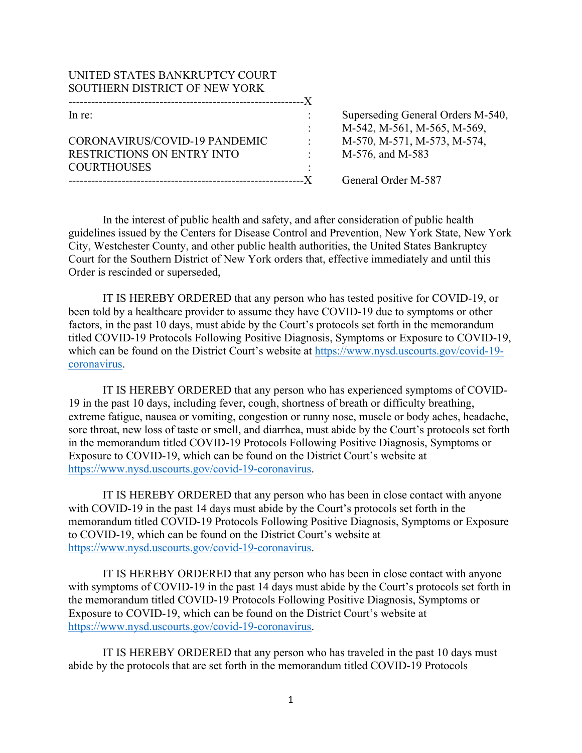UNITED STATES BANKRUPTCY COURT
SOUTHERN DISTRICT OF NEW YORK

| | |
|---|---|
| In re:<br><br>CORONAVIRUS/COVID-19 PANDEMIC RESTRICTIONS ON ENTRY INTO COURTHOUSES | Superseding General Orders M-540, M-542, M-561, M-565, M-569, M-570, M-571, M-573, M-574, M-576, and M-583<br><br>General Order M-587 |

In the interest of public health and safety, and after consideration of public health guidelines issued by the Centers for Disease Control and Prevention, New York State, New York City, Westchester County, and other public health authorities, the United States Bankruptcy Court for the Southern District of New York orders that, effective immediately and until this Order is rescinded or superseded,

IT IS HEREBY ORDERED that any person who has tested positive for COVID-19, or been told by a healthcare provider to assume they have COVID-19 due to symptoms or other factors, in the past 10 days, must abide by the Court's protocols set forth in the memorandum titled COVID-19 Protocols Following Positive Diagnosis, Symptoms or Exposure to COVID-19, which can be found on the District Court's website at [https://www.nysd.uscourts.gov/covid-19-coronavirus](https://www.nysd.uscourts.gov/covid-19-coronavirus).

IT IS HEREBY ORDERED that any person who has experienced symptoms of COVID-19 in the past 10 days, including fever, cough, shortness of breath or difficulty breathing, extreme fatigue, nausea or vomiting, congestion or runny nose, muscle or body aches, headache, sore throat, new loss of taste or smell, and diarrhea, must abide by the Court's protocols set forth in the memorandum titled COVID-19 Protocols Following Positive Diagnosis, Symptoms or Exposure to COVID-19, which can be found on the District Court's website at [https://www.nysd.uscourts.gov/covid-19-coronavirus](https://www.nysd.uscourts.gov/covid-19-coronavirus).

IT IS HEREBY ORDERED that any person who has been in close contact with anyone with COVID-19 in the past 14 days must abide by the Court's protocols set forth in the memorandum titled COVID-19 Protocols Following Positive Diagnosis, Symptoms or Exposure to COVID-19, which can be found on the District Court's website at [https://www.nysd.uscourts.gov/covid-19-coronavirus](https://www.nysd.uscourts.gov/covid-19-coronavirus).

IT IS HEREBY ORDERED that any person who has been in close contact with anyone with symptoms of COVID-19 in the past 14 days must abide by the Court's protocols set forth in the memorandum titled COVID-19 Protocols Following Positive Diagnosis, Symptoms or Exposure to COVID-19, which can be found on the District Court's website at [https://www.nysd.uscourts.gov/covid-19-coronavirus](https://www.nysd.uscourts.gov/covid-19-coronavirus).

IT IS HEREBY ORDERED that any person who has traveled in the past 10 days must abide by the protocols that are set forth in the memorandum titled COVID-19 Protocols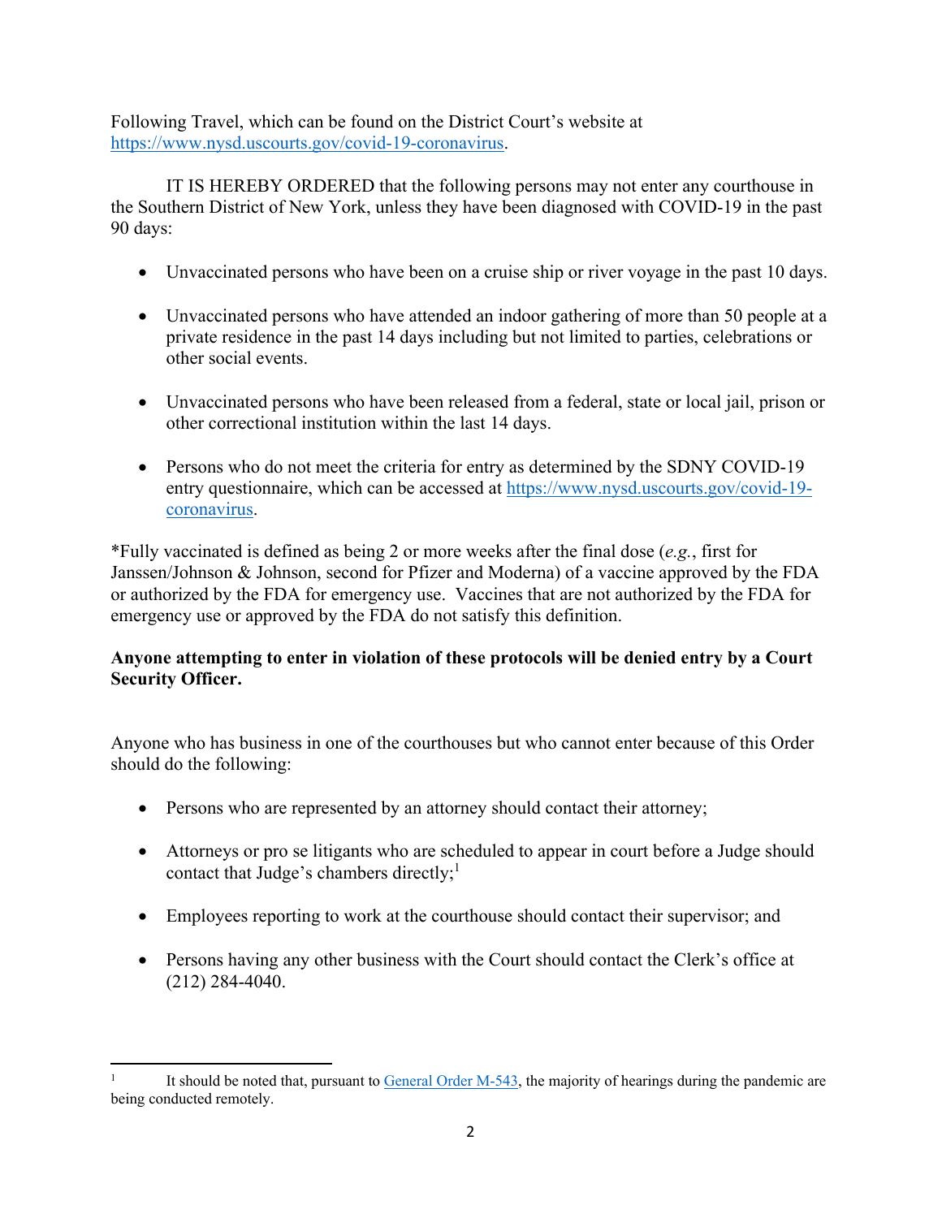Following Travel, which can be found on the District Court's website at https://www.nysd.uscourts.gov/covid-19-coronavirus.

IT IS HEREBY ORDERED that the following persons may not enter any courthouse in the Southern District of New York, unless they have been diagnosed with COVID-19 in the past 90 days:

- Unvaccinated persons who have been on a cruise ship or river voyage in the past 10 days.
- Unvaccinated persons who have attended an indoor gathering of more than 50 people at a private residence in the past 14 days including but not limited to parties, celebrations or other social events.
- Unvaccinated persons who have been released from a federal, state or local jail, prison or other correctional institution within the last 14 days.
- Persons who do not meet the criteria for entry as determined by the SDNY COVID-19 entry questionnaire, which can be accessed at https://www.nysd.uscourts.gov/covid-19-coronavirus.

*Fully vaccinated is defined as being 2 or more weeks after the final dose (*e.g.*, first for Janssen/Johnson & Johnson, second for Pfizer and Moderna) of a vaccine approved by the FDA or authorized by the FDA for emergency use. Vaccines that are not authorized by the FDA for emergency use or approved by the FDA do not satisfy this definition.

**Anyone attempting to enter in violation of these protocols will be denied entry by a Court Security Officer.**

Anyone who has business in one of the courthouses but who cannot enter because of this Order should do the following:

- Persons who are represented by an attorney should contact their attorney;
- Attorneys or pro se litigants who are scheduled to appear in court before a Judge should contact that Judge's chambers directly;[1]
- Employees reporting to work at the courthouse should contact their supervisor; and
- Persons having any other business with the Court should contact the Clerk's office at (212) 284-4040.

[1] It should be noted that, pursuant to General Order M-543, the majority of hearings during the pandemic are being conducted remotely.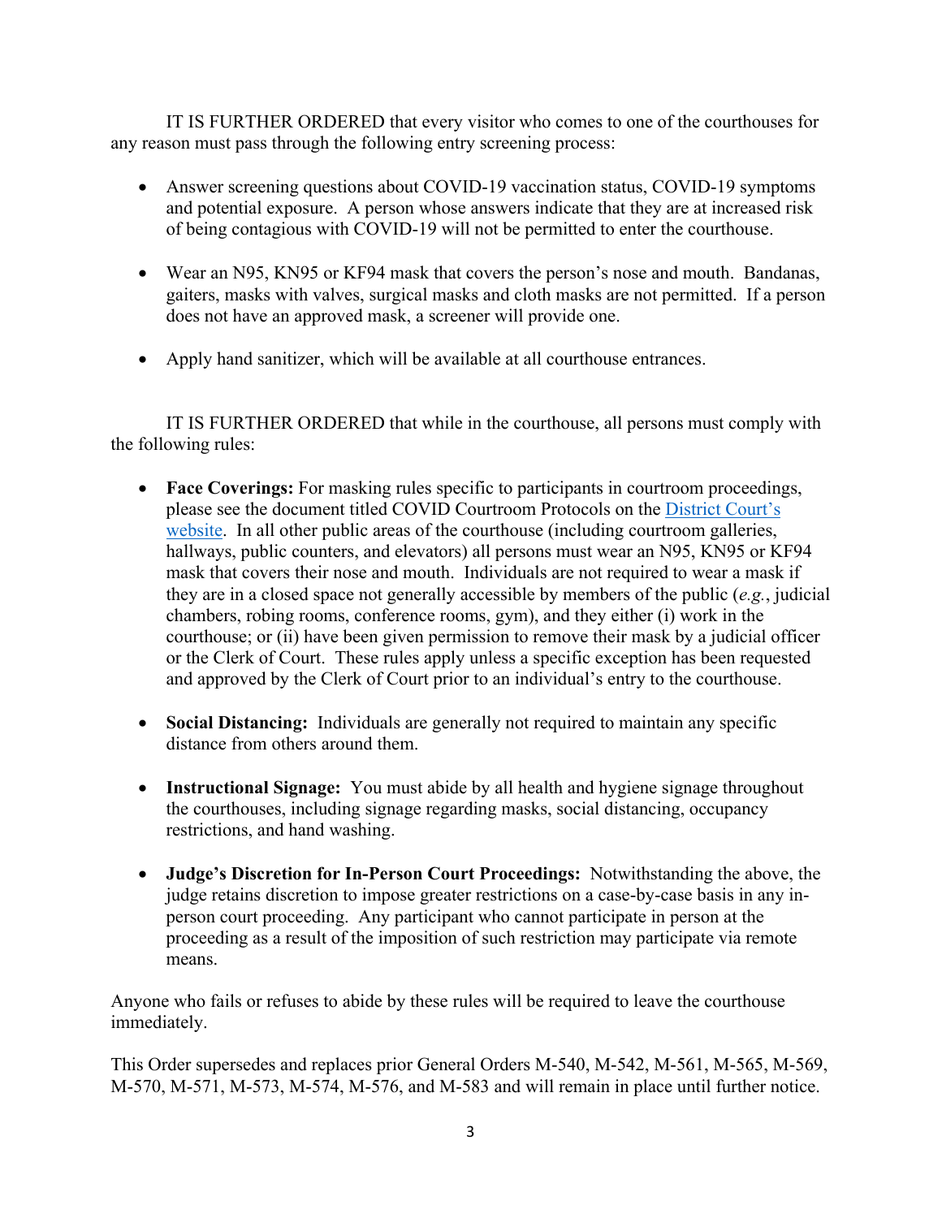IT IS FURTHER ORDERED that every visitor who comes to one of the courthouses for any reason must pass through the following entry screening process:

- Answer screening questions about COVID-19 vaccination status, COVID-19 symptoms and potential exposure. A person whose answers indicate that they are at increased risk of being contagious with COVID-19 will not be permitted to enter the courthouse.
- Wear an N95, KN95 or KF94 mask that covers the person's nose and mouth. Bandanas, gaiters, masks with valves, surgical masks and cloth masks are not permitted. If a person does not have an approved mask, a screener will provide one.
- Apply hand sanitizer, which will be available at all courthouse entrances.

IT IS FURTHER ORDERED that while in the courthouse, all persons must comply with the following rules:

- **Face Coverings:** For masking rules specific to participants in courtroom proceedings, please see the document titled COVID Courtroom Protocols on the District Court's website. In all other public areas of the courthouse (including courtroom galleries, hallways, public counters, and elevators) all persons must wear an N95, KN95 or KF94 mask that covers their nose and mouth. Individuals are not required to wear a mask if they are in a closed space not generally accessible by members of the public (*e.g.*, judicial chambers, robing rooms, conference rooms, gym), and they either (i) work in the courthouse; or (ii) have been given permission to remove their mask by a judicial officer or the Clerk of Court. These rules apply unless a specific exception has been requested and approved by the Clerk of Court prior to an individual's entry to the courthouse.
- **Social Distancing:** Individuals are generally not required to maintain any specific distance from others around them.
- **Instructional Signage:** You must abide by all health and hygiene signage throughout the courthouses, including signage regarding masks, social distancing, occupancy restrictions, and hand washing.
- **Judge's Discretion for In-Person Court Proceedings:** Notwithstanding the above, the judge retains discretion to impose greater restrictions on a case-by-case basis in any in-person court proceeding. Any participant who cannot participate in person at the proceeding as a result of the imposition of such restriction may participate via remote means.

Anyone who fails or refuses to abide by these rules will be required to leave the courthouse immediately.

This Order supersedes and replaces prior General Orders M-540, M-542, M-561, M-565, M-569, M-570, M-571, M-573, M-574, M-576, and M-583 and will remain in place until further notice.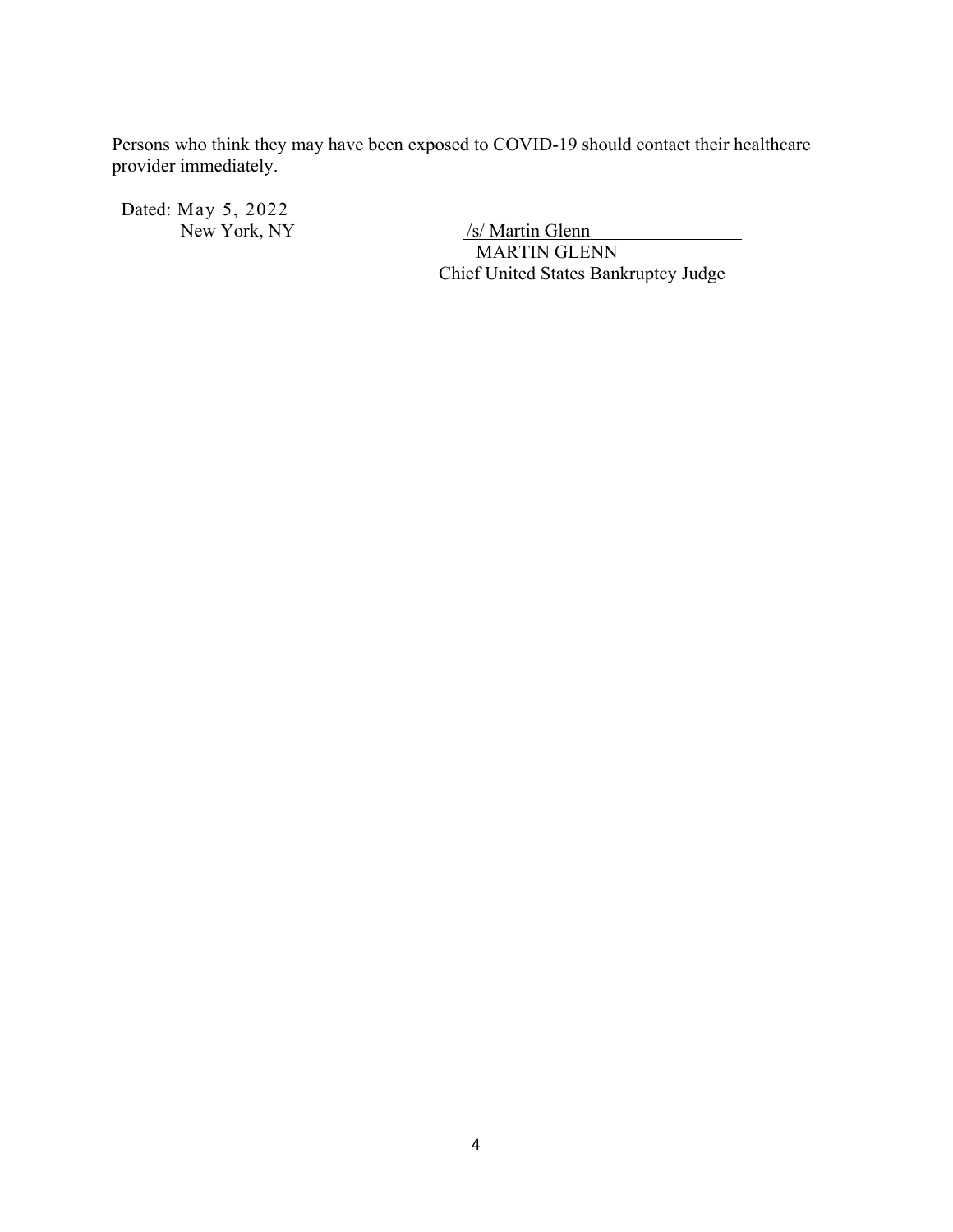Persons who think they may have been exposed to COVID-19 should contact their healthcare provider immediately.

Dated: May 5, 2022
New York, NY

/s/ Martin Glenn
MARTIN GLENN
Chief United States Bankruptcy Judge